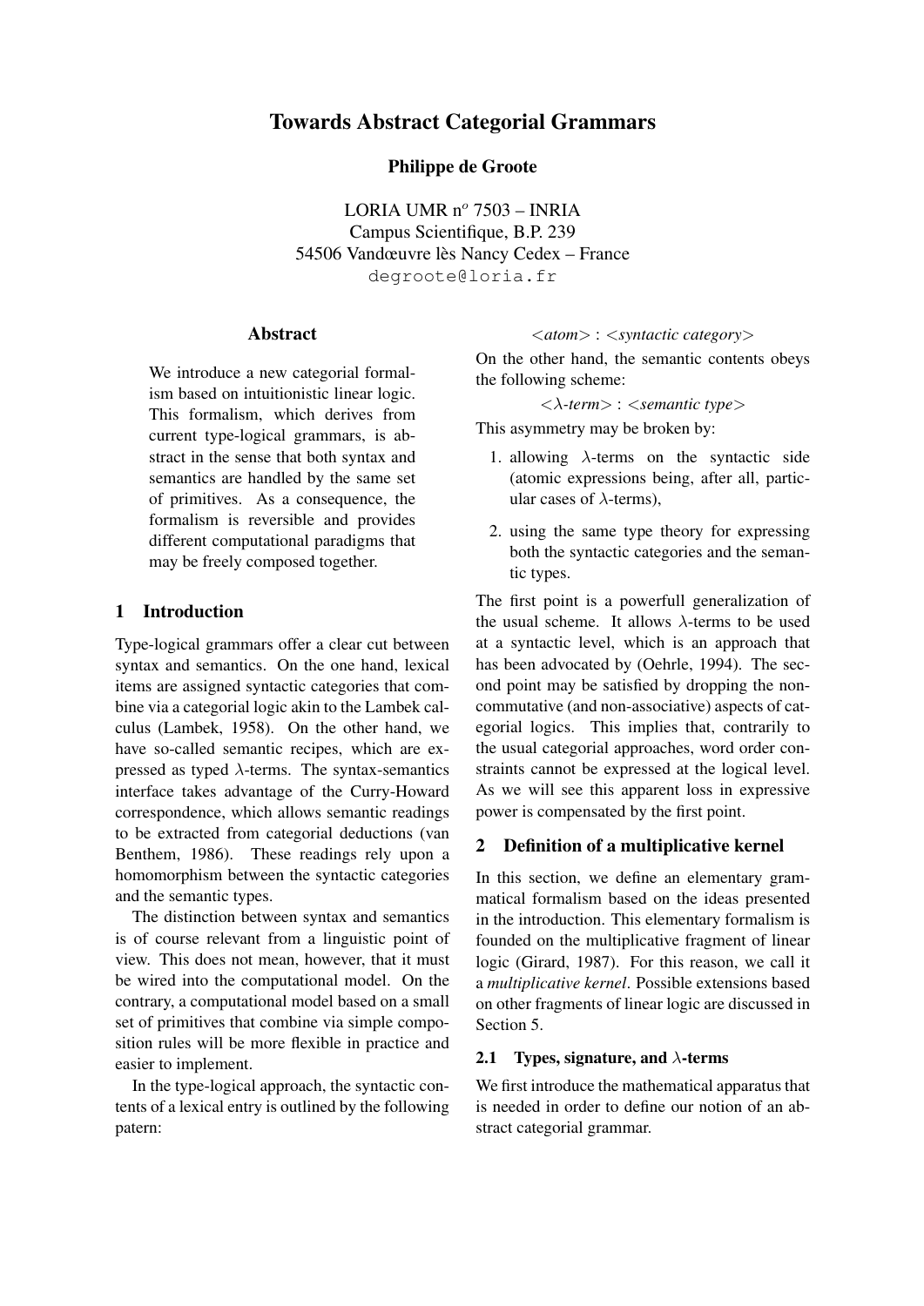# Towards Abstract Categorial Grammars

**Philippe de Groote**

LORIA UMR n$^o$ 7503 – INRIA
Campus Scientifique, B.P. 239
54506 Vandœuvre lès Nancy Cedex – France
degroote@loria.fr

## Abstract

We introduce a new categorial formalism based on intuitionistic linear logic. This formalism, which derives from current type-logical grammars, is abstract in the sense that both syntax and semantics are handled by the same set of primitives. As a consequence, the formalism is reversible and provides different computational paradigms that may be freely composed together.

## 1 Introduction

Type-logical grammars offer a clear cut between syntax and semantics. On the one hand, lexical items are assigned syntactic categories that combine via a categorial logic akin to the Lambek calculus (Lambek, 1958). On the other hand, we have so-called semantic recipes, which are expressed as typed $\lambda$-terms. The syntax-semantics interface takes advantage of the Curry-Howard correspondence, which allows semantic readings to be extracted from categorial deductions (van Benthem, 1986). These readings rely upon a homomorphism between the syntactic categories and the semantic types.

The distinction between syntax and semantics is of course relevant from a linguistic point of view. This does not mean, however, that it must be wired into the computational model. On the contrary, a computational model based on a small set of primitives that combine via simple composition rules will be more flexible in practice and easier to implement.

In the type-logical approach, the syntactic contents of a lexical entry is outlined by the following patern:

$$<atom> : <syntactic\ category>$$

On the other hand, the semantic contents obeys the following scheme:

$$<\lambda\text{-}term> : <semantic\ type>$$

This asymmetry may be broken by:

1. allowing $\lambda$-terms on the syntactic side (atomic expressions being, after all, particular cases of $\lambda$-terms),
2. using the same type theory for expressing both the syntactic categories and the semantic types.

The first point is a powerfull generalization of the usual scheme. It allows $\lambda$-terms to be used at a syntactic level, which is an approach that has been advocated by (Oehrle, 1994). The second point may be satisfied by dropping the non-commutative (and non-associative) aspects of categorial logics. This implies that, contrarily to the usual categorial approaches, word order constraints cannot be expressed at the logical level. As we will see this apparent loss in expressive power is compensated by the first point.

## 2 Definition of a multiplicative kernel

In this section, we define an elementary grammatical formalism based on the ideas presented in the introduction. This elementary formalism is founded on the multiplicative fragment of linear logic (Girard, 1987). For this reason, we call it a *multiplicative kernel*. Possible extensions based on other fragments of linear logic are discussed in Section 5.

### 2.1 Types, signature, and $\lambda$-terms

We first introduce the mathematical apparatus that is needed in order to define our notion of an abstract categorial grammar.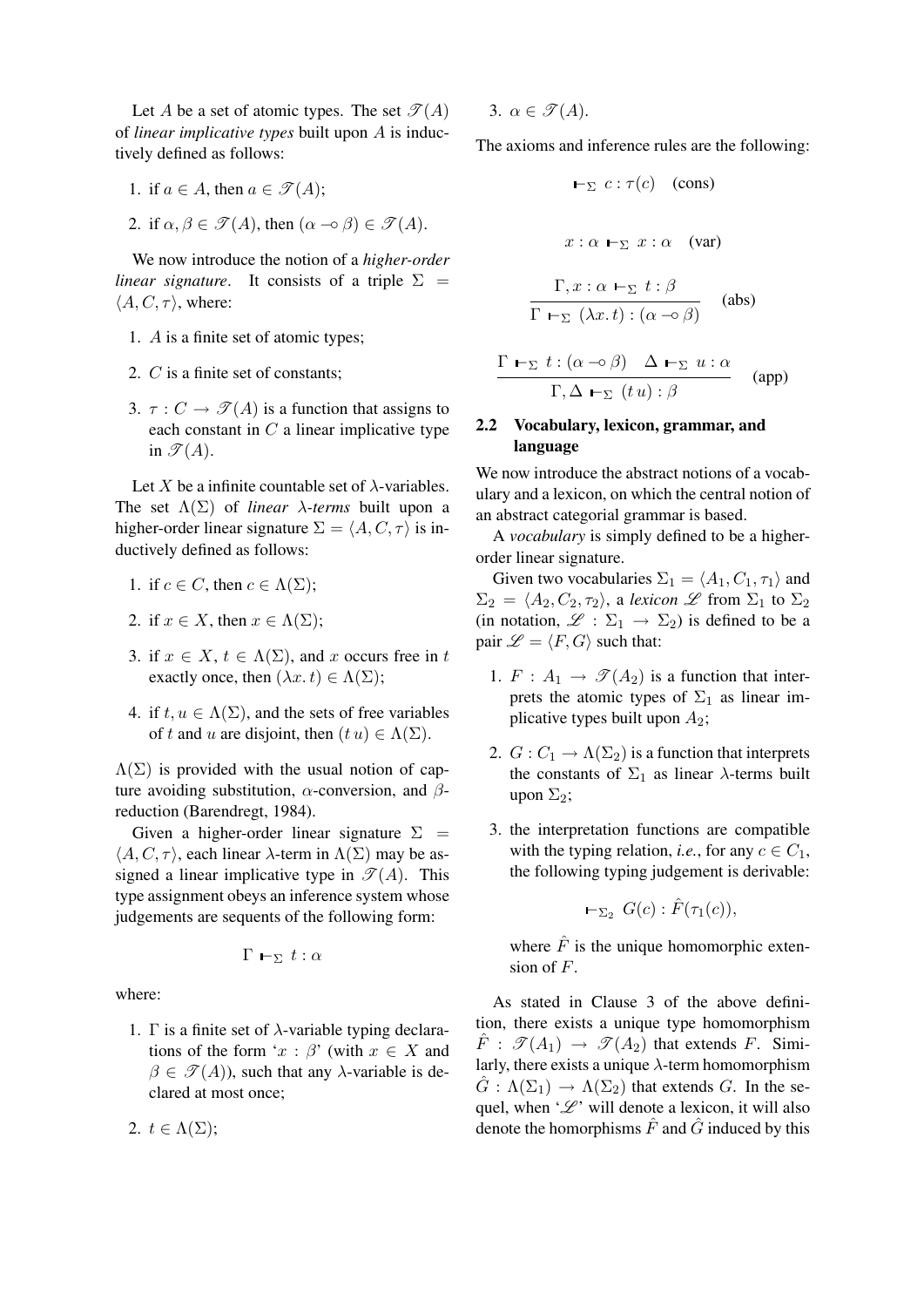Let $A$ be a set of atomic types. The set $\mathscr{T}(A)$ of *linear implicative types* built upon $A$ is inductively defined as follows:

1. if $a \in A$, then $a \in \mathscr{T}(A)$;
2. if $\alpha, \beta \in \mathscr{T}(A)$, then $(\alpha \multimap \beta) \in \mathscr{T}(A)$.

We now introduce the notion of a *higher-order linear signature*. It consists of a triple $\Sigma = \langle A, C, \tau \rangle$, where:

1. $A$ is a finite set of atomic types;
2. $C$ is a finite set of constants;
3. $\tau : C \rightarrow \mathscr{T}(A)$ is a function that assigns to each constant in $C$ a linear implicative type in $\mathscr{T}(A)$.

Let $X$ be a infinite countable set of $\lambda$-variables. The set $\Lambda(\Sigma)$ of *linear $\lambda$-terms* built upon a higher-order linear signature $\Sigma = \langle A, C, \tau \rangle$ is inductively defined as follows:

1. if $c \in C$, then $c \in \Lambda(\Sigma)$;
2. if $x \in X$, then $x \in \Lambda(\Sigma)$;
3. if $x \in X$, $t \in \Lambda(\Sigma)$, and $x$ occurs free in $t$ exactly once, then $(\lambda x.\, t) \in \Lambda(\Sigma)$;
4. if $t, u \in \Lambda(\Sigma)$, and the sets of free variables of $t$ and $u$ are disjoint, then $(t\, u) \in \Lambda(\Sigma)$.

$\Lambda(\Sigma)$ is provided with the usual notion of capture avoiding substitution, $\alpha$-conversion, and $\beta$-reduction (Barendregt, 1984).

Given a higher-order linear signature $\Sigma = \langle A, C, \tau \rangle$, each linear $\lambda$-term in $\Lambda(\Sigma)$ may be assigned a linear implicative type in $\mathscr{T}(A)$. This type assignment obeys an inference system whose judgements are sequents of the following form:

$$\Gamma \vdash_{\Sigma} t : \alpha$$

where:

1. $\Gamma$ is a finite set of $\lambda$-variable typing declarations of the form '$x : \beta$' (with $x \in X$ and $\beta \in \mathscr{T}(A)$), such that any $\lambda$-variable is declared at most once;
2. $t \in \Lambda(\Sigma)$;
3. $\alpha \in \mathscr{T}(A)$.

The axioms and inference rules are the following:

$$\vdash_{\Sigma} c : \tau(c) \quad \text{(cons)}$$

$$x : \alpha \vdash_{\Sigma} x : \alpha \quad \text{(var)}$$

$$\frac{\Gamma, x : \alpha \vdash_{\Sigma} t : \beta}{\Gamma \vdash_{\Sigma} (\lambda x.\, t) : (\alpha \multimap \beta)} \quad \text{(abs)}$$

$$\frac{\Gamma \vdash_{\Sigma} t : (\alpha \multimap \beta) \quad \Delta \vdash_{\Sigma} u : \alpha}{\Gamma, \Delta \vdash_{\Sigma} (t\, u) : \beta} \quad \text{(app)}$$

### 2.2 Vocabulary, lexicon, grammar, and language

We now introduce the abstract notions of a vocabulary and a lexicon, on which the central notion of an abstract categorial grammar is based.

A *vocabulary* is simply defined to be a higher-order linear signature.

Given two vocabularies $\Sigma_1 = \langle A_1, C_1, \tau_1 \rangle$ and $\Sigma_2 = \langle A_2, C_2, \tau_2 \rangle$, a *lexicon* $\mathscr{L}$ from $\Sigma_1$ to $\Sigma_2$ (in notation, $\mathscr{L} : \Sigma_1 \rightarrow \Sigma_2$) is defined to be a pair $\mathscr{L} = \langle F, G \rangle$ such that:

1. $F : A_1 \rightarrow \mathscr{T}(A_2)$ is a function that interprets the atomic types of $\Sigma_1$ as linear implicative types built upon $A_2$;
2. $G : C_1 \rightarrow \Lambda(\Sigma_2)$ is a function that interprets the constants of $\Sigma_1$ as linear $\lambda$-terms built upon $\Sigma_2$;
3. the interpretation functions are compatible with the typing relation, *i.e.*, for any $c \in C_1$, the following typing judgement is derivable:

$$\vdash_{\Sigma_2} G(c) : \hat{F}(\tau_1(c)),$$

where $\hat{F}$ is the unique homomorphic extension of $F$.

As stated in Clause 3 of the above definition, there exists a unique type homomorphism $\hat{F} : \mathscr{T}(A_1) \rightarrow \mathscr{T}(A_2)$ that extends $F$. Similarly, there exists a unique $\lambda$-term homomorphism $\hat{G} : \Lambda(\Sigma_1) \rightarrow \Lambda(\Sigma_2)$ that extends $G$. In the sequel, when '$\mathscr{L}$' will denote a lexicon, it will also denote the homorphisms $\hat{F}$ and $\hat{G}$ induced by this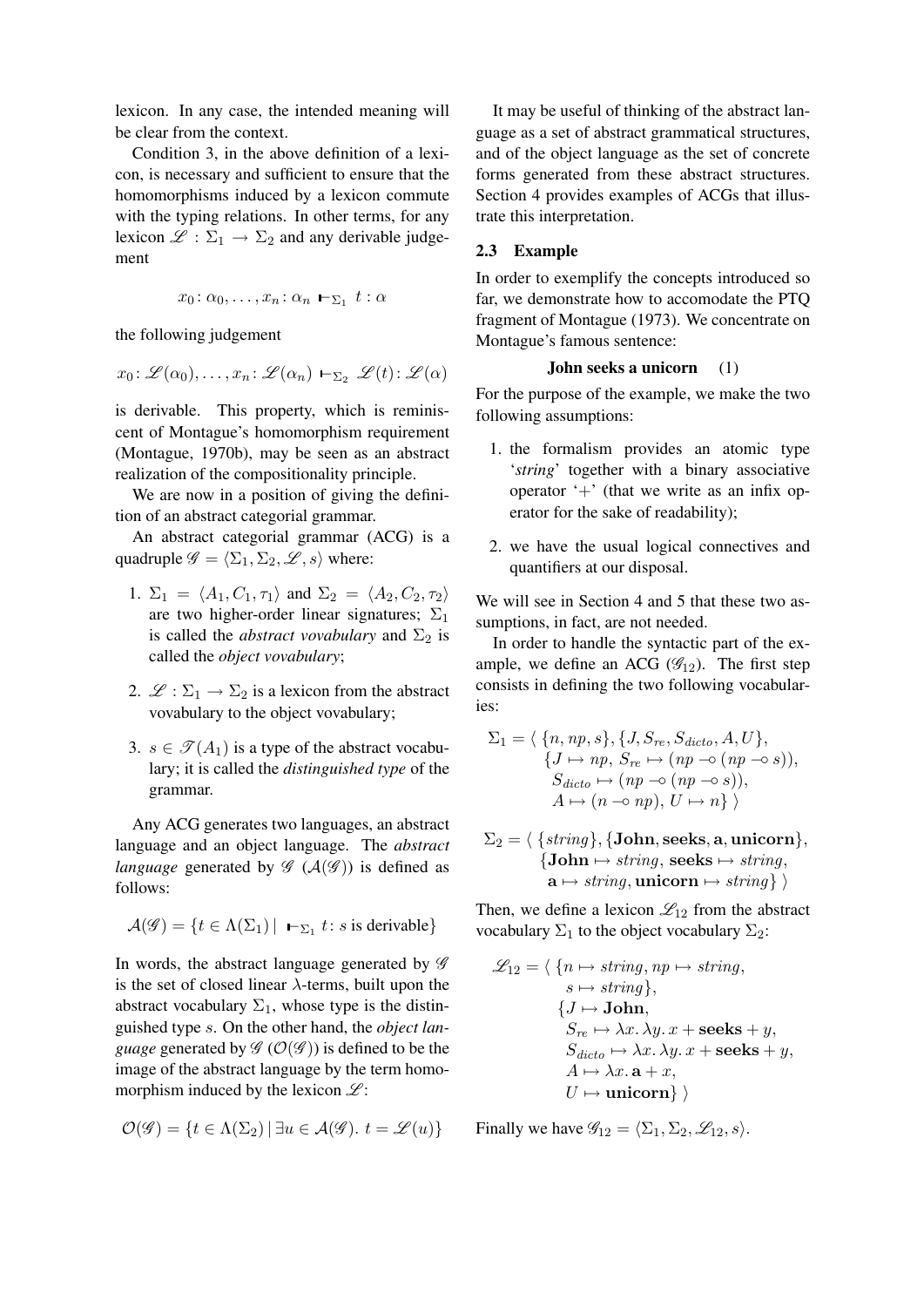lexicon. In any case, the intended meaning will be clear from the context.

Condition 3, in the above definition of a lexicon, is necessary and sufficient to ensure that the homomorphisms induced by a lexicon commute with the typing relations. In other terms, for any lexicon $\mathscr{L} : \Sigma_1 \rightarrow \Sigma_2$ and any derivable judgement

$$x_0 : \alpha_0, \ldots, x_n : \alpha_n \vdash_{\Sigma_1} t : \alpha$$

the following judgement

$$x_0 : \mathscr{L}(\alpha_0), \ldots, x_n : \mathscr{L}(\alpha_n) \vdash_{\Sigma_2} \mathscr{L}(t) : \mathscr{L}(\alpha)$$

is derivable. This property, which is reminiscent of Montague's homomorphism requirement (Montague, 1970b), may be seen as an abstract realization of the compositionality principle.

We are now in a position of giving the definition of an abstract categorial grammar.

An abstract categorial grammar (ACG) is a quadruple $\mathscr{G} = \langle \Sigma_1, \Sigma_2, \mathscr{L}, s \rangle$ where:

1. $\Sigma_1 = \langle A_1, C_1, \tau_1 \rangle$ and $\Sigma_2 = \langle A_2, C_2, \tau_2 \rangle$ are two higher-order linear signatures; $\Sigma_1$ is called the *abstract vovabulary* and $\Sigma_2$ is called the *object vovabulary*;

2. $\mathscr{L} : \Sigma_1 \rightarrow \Sigma_2$ is a lexicon from the abstract vovabulary to the object vovabulary;

3. $s \in \mathscr{T}(A_1)$ is a type of the abstract vocabulary; it is called the *distinguished type* of the grammar.

Any ACG generates two languages, an abstract language and an object language. The *abstract language* generated by $\mathscr{G}$ ($\mathcal{A}(\mathscr{G})$) is defined as follows:

$$\mathcal{A}(\mathscr{G}) = \{t \in \Lambda(\Sigma_1) \mid \ \vdash_{\Sigma_1} t : s \text{ is derivable}\}$$

In words, the abstract language generated by $\mathscr{G}$ is the set of closed linear $\lambda$-terms, built upon the abstract vocabulary $\Sigma_1$, whose type is the distinguished type $s$. On the other hand, the *object language* generated by $\mathscr{G}$ ($\mathcal{O}(\mathscr{G})$) is defined to be the image of the abstract language by the term homomorphism induced by the lexicon $\mathscr{L}$:

$$\mathcal{O}(\mathscr{G}) = \{t \in \Lambda(\Sigma_2) \mid \exists u \in \mathcal{A}(\mathscr{G}).\ t = \mathscr{L}(u)\}$$

It may be useful of thinking of the abstract language as a set of abstract grammatical structures, and of the object language as the set of concrete forms generated from these abstract structures. Section 4 provides examples of ACGs that illustrate this interpretation.

## 2.3 Example

In order to exemplify the concepts introduced so far, we demonstrate how to accomodate the PTQ fragment of Montague (1973). We concentrate on Montague's famous sentence:

$$\textbf{John seeks a unicorn} \qquad (1)$$

For the purpose of the example, we make the two following assumptions:

1. the formalism provides an atomic type '*string*' together with a binary associative operator '$+$' (that we write as an infix operator for the sake of readability);

2. we have the usual logical connectives and quantifiers at our disposal.

We will see in Section 4 and 5 that these two assumptions, in fact, are not needed.

In order to handle the syntactic part of the example, we define an ACG ($\mathscr{G}_{12}$). The first step consists in defining the two following vocabularies:

$$\begin{aligned}
\Sigma_1 = \langle\ & \{n, np, s\}, \{J, S_{re}, S_{dicto}, A, U\}, \\
& \{J \mapsto np,\ S_{re} \mapsto (np \multimap (np \multimap s)), \\
& \ S_{dicto} \mapsto (np \multimap (np \multimap s)), \\
& \ A \mapsto (n \multimap np),\ U \mapsto n\}\ \rangle
\end{aligned}$$

$$\begin{aligned}
\Sigma_2 = \langle\ & \{\mathit{string}\}, \{\textbf{John}, \textbf{seeks}, \textbf{a}, \textbf{unicorn}\}, \\
& \{\textbf{John} \mapsto \mathit{string},\ \textbf{seeks} \mapsto \mathit{string}, \\
& \ \textbf{a} \mapsto \mathit{string}, \textbf{unicorn} \mapsto \mathit{string}\}\ \rangle
\end{aligned}$$

Then, we define a lexicon $\mathscr{L}_{12}$ from the abstract vocabulary $\Sigma_1$ to the object vocabulary $\Sigma_2$:

$$\begin{aligned}
\mathscr{L}_{12} = \langle\ & \{n \mapsto \mathit{string}, np \mapsto \mathit{string}, \\
& \ s \mapsto \mathit{string}\}, \\
& \{J \mapsto \textbf{John}, \\
& \ S_{re} \mapsto \lambda x.\, \lambda y.\, x + \textbf{seeks} + y, \\
& \ S_{dicto} \mapsto \lambda x.\, \lambda y.\, x + \textbf{seeks} + y, \\
& \ A \mapsto \lambda x.\, \textbf{a} + x, \\
& \ U \mapsto \textbf{unicorn}\}\ \rangle
\end{aligned}$$

Finally we have $\mathscr{G}_{12} = \langle \Sigma_1, \Sigma_2, \mathscr{L}_{12}, s \rangle$.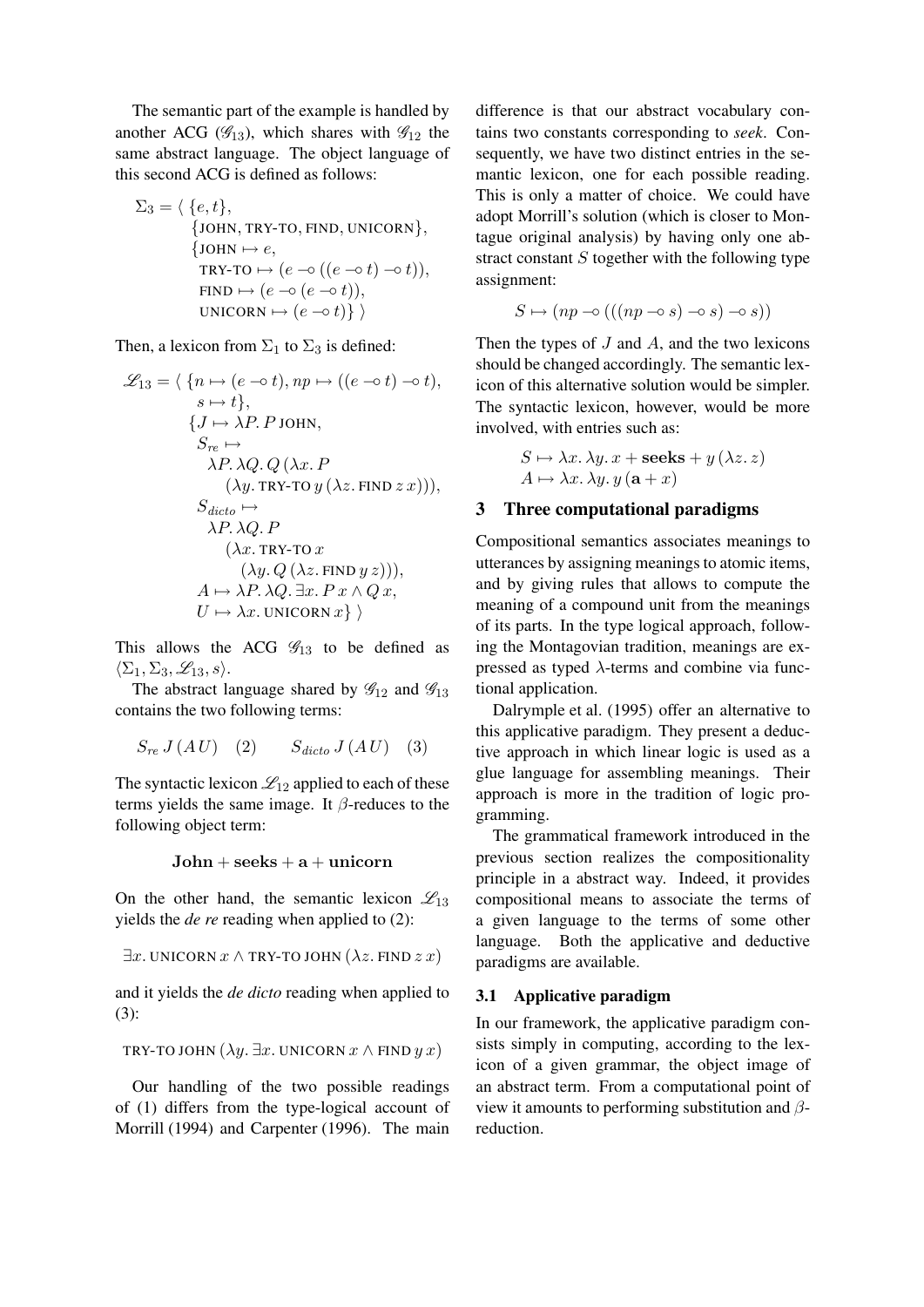The semantic part of the example is handled by another ACG ($\mathscr{G}_{13}$), which shares with $\mathscr{G}_{12}$ the same abstract language. The object language of this second ACG is defined as follows:

$$
\begin{aligned}
\Sigma_3 = \langle\ & \{e, t\}, \\
& \{\text{JOHN}, \text{TRY-TO}, \text{FIND}, \text{UNICORN}\}, \\
& \{\text{JOHN} \mapsto e, \\
& \ \text{TRY-TO} \mapsto (e \multimap ((e \multimap t) \multimap t)), \\
& \ \text{FIND} \mapsto (e \multimap (e \multimap t)), \\
& \ \text{UNICORN} \mapsto (e \multimap t)\}\ \rangle
\end{aligned}
$$

Then, a lexicon from $\Sigma_1$ to $\Sigma_3$ is defined:

$$
\begin{aligned}
\mathscr{L}_{13} = \langle\ & \{n \mapsto (e \multimap t), np \mapsto ((e \multimap t) \multimap t), \\
& \ s \mapsto t\}, \\
& \{J \mapsto \lambda P.\, P\, \text{JOHN}, \\
& \ S_{re} \mapsto \\
& \quad \lambda P.\, \lambda Q.\, Q\, (\lambda x.\, P \\
& \qquad (\lambda y.\, \text{TRY-TO}\, y\, (\lambda z.\, \text{FIND}\, z\, x))), \\
& \ S_{dicto} \mapsto \\
& \quad \lambda P.\, \lambda Q.\, P \\
& \qquad (\lambda x.\, \text{TRY-TO}\, x \\
& \qquad\quad (\lambda y.\, Q\, (\lambda z.\, \text{FIND}\, y\, z))), \\
& \ A \mapsto \lambda P.\, \lambda Q.\, \exists x.\, P\, x \wedge Q\, x, \\
& \ U \mapsto \lambda x.\, \text{UNICORN}\, x\}\ \rangle
\end{aligned}
$$

This allows the ACG $\mathscr{G}_{13}$ to be defined as $\langle \Sigma_1, \Sigma_3, \mathscr{L}_{13}, s\rangle$.

The abstract language shared by $\mathscr{G}_{12}$ and $\mathscr{G}_{13}$ contains the two following terms:

$$S_{re}\, J\, (A\, U) \quad (2) \qquad S_{dicto}\, J\, (A\, U) \quad (3)$$

The syntactic lexicon $\mathscr{L}_{12}$ applied to each of these terms yields the same image. It $\beta$-reduces to the following object term:

$$\mathbf{John} + \mathbf{seeks} + \mathbf{a} + \mathbf{unicorn}$$

On the other hand, the semantic lexicon $\mathscr{L}_{13}$ yields the *de re* reading when applied to (2):

$$\exists x.\, \text{UNICORN}\, x \wedge \text{TRY-TO JOHN}\, (\lambda z.\, \text{FIND}\, z\, x)$$

and it yields the *de dicto* reading when applied to (3):

$$\text{TRY-TO JOHN}\, (\lambda y.\, \exists x.\, \text{UNICORN}\, x \wedge \text{FIND}\, y\, x)$$

Our handling of the two possible readings of (1) differs from the type-logical account of Morrill (1994) and Carpenter (1996). The main difference is that our abstract vocabulary contains two constants corresponding to *seek*. Consequently, we have two distinct entries in the semantic lexicon, one for each possible reading. This is only a matter of choice. We could have adopt Morrill's solution (which is closer to Montague original analysis) by having only one abstract constant $S$ together with the following type assignment:

$$S \mapsto (np \multimap (((np \multimap s) \multimap s) \multimap s))$$

Then the types of $J$ and $A$, and the two lexicons should be changed accordingly. The semantic lexicon of this alternative solution would be simpler. The syntactic lexicon, however, would be more involved, with entries such as:

$$
\begin{aligned}
S &\mapsto \lambda x.\, \lambda y.\, x + \mathbf{seeks} + y\, (\lambda z.\, z) \\
A &\mapsto \lambda x.\, \lambda y.\, y\, (\mathbf{a} + x)
\end{aligned}
$$

## 3 Three computational paradigms

Compositional semantics associates meanings to utterances by assigning meanings to atomic items, and by giving rules that allows to compute the meaning of a compound unit from the meanings of its parts. In the type logical approach, following the Montagovian tradition, meanings are expressed as typed $\lambda$-terms and combine via functional application.

Dalrymple et al. (1995) offer an alternative to this applicative paradigm. They present a deductive approach in which linear logic is used as a glue language for assembling meanings. Their approach is more in the tradition of logic programming.

The grammatical framework introduced in the previous section realizes the compositionality principle in a abstract way. Indeed, it provides compositional means to associate the terms of a given language to the terms of some other language. Both the applicative and deductive paradigms are available.

### 3.1 Applicative paradigm

In our framework, the applicative paradigm consists simply in computing, according to the lexicon of a given grammar, the object image of an abstract term. From a computational point of view it amounts to performing substitution and $\beta$-reduction.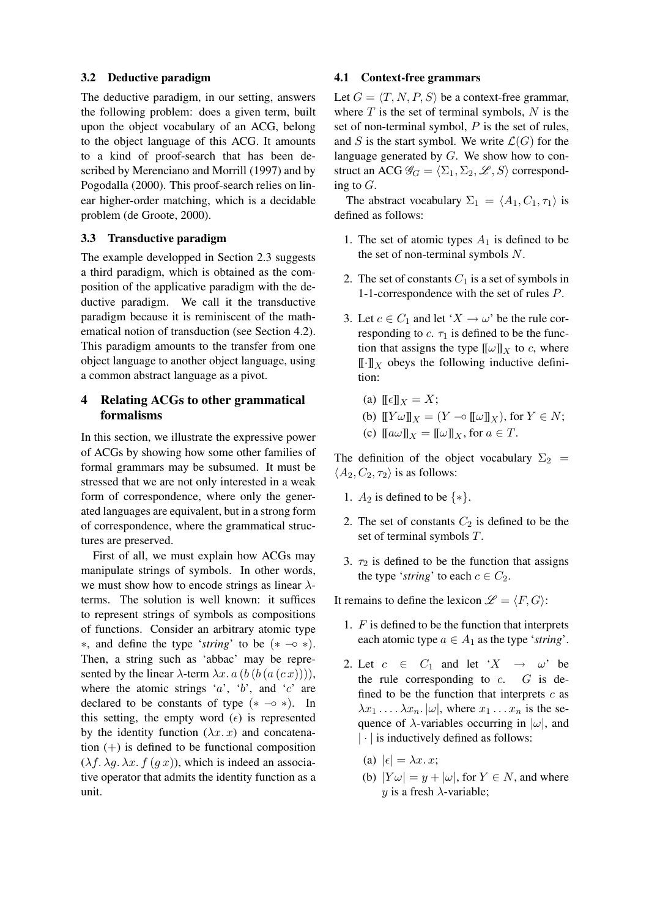### 3.2 Deductive paradigm

The deductive paradigm, in our setting, answers the following problem: does a given term, built upon the object vocabulary of an ACG, belong to the object language of this ACG. It amounts to a kind of proof-search that has been described by Merenciano and Morrill (1997) and by Pogodalla (2000). This proof-search relies on linear higher-order matching, which is a decidable problem (de Groote, 2000).

### 3.3 Transductive paradigm

The example developped in Section 2.3 suggests a third paradigm, which is obtained as the composition of the applicative paradigm with the deductive paradigm. We call it the transductive paradigm because it is reminiscent of the mathematical notion of transduction (see Section 4.2). This paradigm amounts to the transfer from one object language to another object language, using a common abstract language as a pivot.

## 4 Relating ACGs to other grammatical formalisms

In this section, we illustrate the expressive power of ACGs by showing how some other families of formal grammars may be subsumed. It must be stressed that we are not only interested in a weak form of correspondence, where only the generated languages are equivalent, but in a strong form of correspondence, where the grammatical structures are preserved.

First of all, we must explain how ACGs may manipulate strings of symbols. In other words, we must show how to encode strings as linear $\lambda$-terms. The solution is well known: it suffices to represent strings of symbols as compositions of functions. Consider an arbitrary atomic type $*$, and define the type '*string*' to be $(* \multimap *)$. Then, a string such as 'abbac' may be represented by the linear $\lambda$-term $\lambda x.\, a\,(b\,(b\,(a\,(c\,x))))$, where the atomic strings '$a$', '$b$', and '$c$' are declared to be constants of type $(* \multimap *)$. In this setting, the empty word ($\epsilon$) is represented by the identity function ($\lambda x.\, x$) and concatenation ($+$) is defined to be functional composition ($\lambda f.\, \lambda g.\, \lambda x.\, f\,(g\,x)$), which is indeed an associative operator that admits the identity function as a unit.

### 4.1 Context-free grammars

Let $G = \langle T, N, P, S \rangle$ be a context-free grammar, where $T$ is the set of terminal symbols, $N$ is the set of non-terminal symbol, $P$ is the set of rules, and $S$ is the start symbol. We write $\mathcal{L}(G)$ for the language generated by $G$. We show how to construct an ACG $\mathscr{G}_G = \langle \Sigma_1, \Sigma_2, \mathscr{L}, S \rangle$ corresponding to $G$.

The abstract vocabulary $\Sigma_1 = \langle A_1, C_1, \tau_1 \rangle$ is defined as follows:

1. The set of atomic types $A_1$ is defined to be the set of non-terminal symbols $N$.
2. The set of constants $C_1$ is a set of symbols in 1-1-correspondence with the set of rules $P$.
3. Let $c \in C_1$ and let '$X \to \omega$' be the rule corresponding to $c$. $\tau_1$ is defined to be the function that assigns the type $[\![\omega]\!]_X$ to $c$, where $[\![\cdot]\!]_X$ obeys the following inductive definition:
   (a) $[\![\epsilon]\!]_X = X$;
   (b) $[\![Y\omega]\!]_X = (Y \multimap [\![\omega]\!]_X)$, for $Y \in N$;
   (c) $[\![a\omega]\!]_X = [\![\omega]\!]_X$, for $a \in T$.

The definition of the object vocabulary $\Sigma_2 = \langle A_2, C_2, \tau_2 \rangle$ is as follows:

1. $A_2$ is defined to be $\{*\}$.
2. The set of constants $C_2$ is defined to be the set of terminal symbols $T$.
3. $\tau_2$ is defined to be the function that assigns the type '*string*' to each $c \in C_2$.

It remains to define the lexicon $\mathscr{L} = \langle F, G \rangle$:

1. $F$ is defined to be the function that interprets each atomic type $a \in A_1$ as the type '*string*'.
2. Let $c \in C_1$ and let '$X \to \omega$' be the rule corresponding to $c$. $G$ is defined to be the function that interprets $c$ as $\lambda x_1 \ldots . \lambda x_n . |\omega|$, where $x_1 \ldots x_n$ is the sequence of $\lambda$-variables occurring in $|\omega|$, and $|\cdot|$ is inductively defined as follows:
   (a) $|\epsilon| = \lambda x.\, x$;
   (b) $|Y\omega| = y + |\omega|$, for $Y \in N$, and where $y$ is a fresh $\lambda$-variable;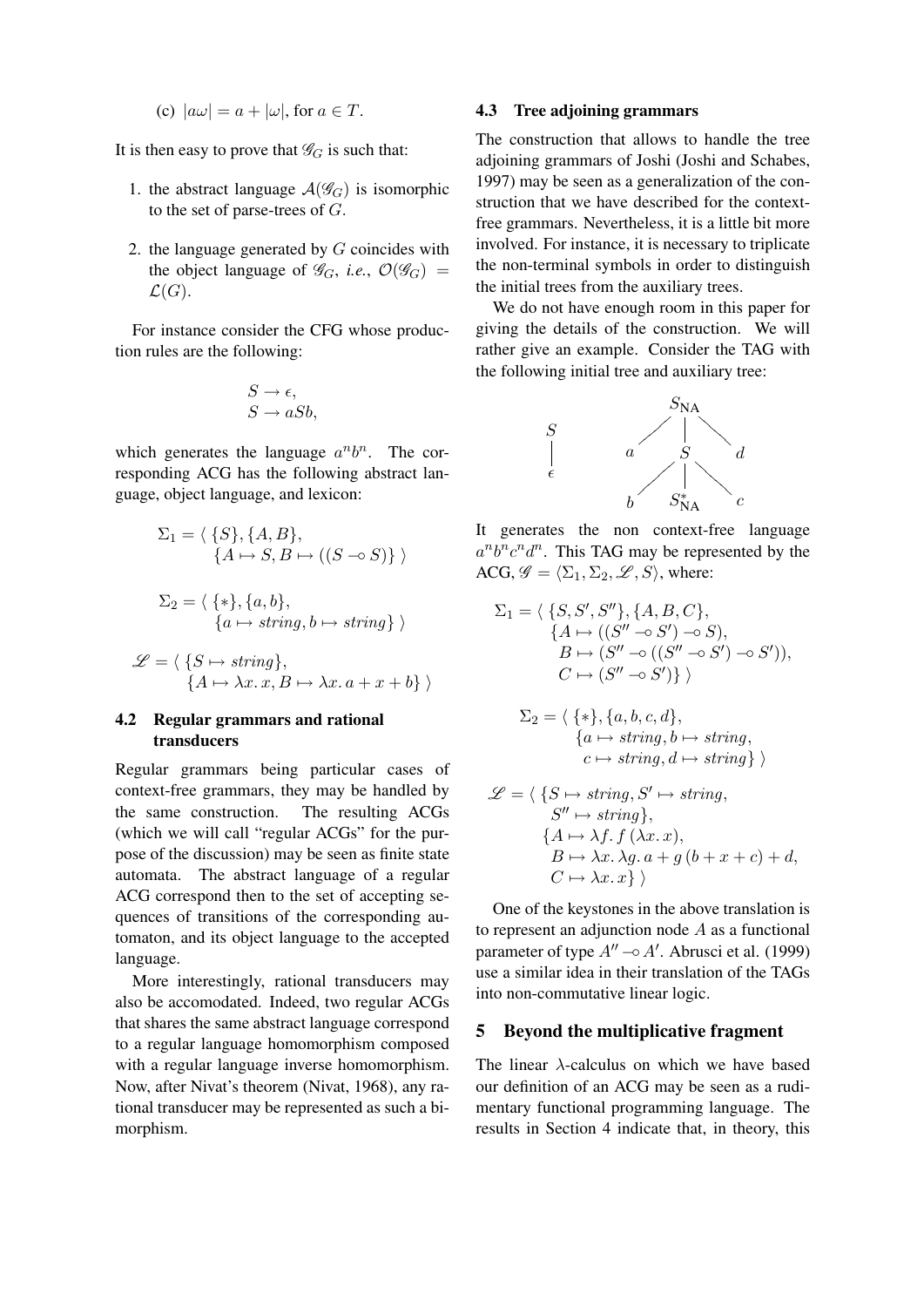(c) $|a\omega| = a + |\omega|$, for $a \in T$.

It is then easy to prove that $\mathscr{G}_G$ is such that:

1. the abstract language $\mathcal{A}(\mathscr{G}_G)$ is isomorphic to the set of parse-trees of $G$.
2. the language generated by $G$ coincides with the object language of $\mathscr{G}_G$, *i.e.*, $\mathcal{O}(\mathscr{G}_G) = \mathcal{L}(G)$.

For instance consider the CFG whose production rules are the following:

$$S \rightarrow \epsilon,$$
$$S \rightarrow aSb,$$

which generates the language $a^n b^n$. The corresponding ACG has the following abstract language, object language, and lexicon:

$$\Sigma_1 = \langle\ \{S\}, \{A, B\}, \{A \mapsto S, B \mapsto ((S \multimap S)\}\ \rangle$$

$$\Sigma_2 = \langle\ \{*\}, \{a, b\}, \{a \mapsto \mathit{string}, b \mapsto \mathit{string}\}\ \rangle$$

$$\mathscr{L} = \langle\ \{S \mapsto \mathit{string}\}, \{A \mapsto \lambda x.\, x, B \mapsto \lambda x.\, a + x + b\}\ \rangle$$

### 4.2 Regular grammars and rational transducers

Regular grammars being particular cases of context-free grammars, they may be handled by the same construction. The resulting ACGs (which we will call "regular ACGs" for the purpose of the discussion) may be seen as finite state automata. The abstract language of a regular ACG correspond then to the set of accepting sequences of transitions of the corresponding automaton, and its object language to the accepted language.

More interestingly, rational transducers may also be accomodated. Indeed, two regular ACGs that shares the same abstract language correspond to a regular language homomorphism composed with a regular language inverse homomorphism. Now, after Nivat's theorem (Nivat, 1968), any rational transducer may be represented as such a bimorphism.

### 4.3 Tree adjoining grammars

The construction that allows to handle the tree adjoining grammars of Joshi (Joshi and Schabes, 1997) may be seen as a generalization of the construction that we have described for the context-free grammars. Nevertheless, it is a little bit more involved. For instance, it is necessary to triplicate the non-terminal symbols in order to distinguish the initial trees from the auxiliary trees.

We do not have enough room in this paper for giving the details of the construction. We will rather give an example. Consider the TAG with the following initial tree and auxiliary tree:

```
  S              S_NA
  |            /  |  \
  ε           a   S   d
                /  |  \
               b S*_NA c
```

It generates the non context-free language $a^n b^n c^n d^n$. This TAG may be represented by the ACG, $\mathscr{G} = \langle \Sigma_1, \Sigma_2, \mathscr{L}, S \rangle$, where:

$$\Sigma_1 = \langle\ \{S, S', S''\}, \{A, B, C\}, \{A \mapsto ((S'' \multimap S') \multimap S), B \mapsto (S'' \multimap ((S'' \multimap S') \multimap S')), C \mapsto (S'' \multimap S')\}\ \rangle$$

$$\Sigma_2 = \langle\ \{*\}, \{a, b, c, d\}, \{a \mapsto \mathit{string}, b \mapsto \mathit{string}, c \mapsto \mathit{string}, d \mapsto \mathit{string}\}\ \rangle$$

$$\mathscr{L} = \langle\ \{S \mapsto \mathit{string}, S' \mapsto \mathit{string}, S'' \mapsto \mathit{string}\}, \{A \mapsto \lambda f.\, f\,(\lambda x.\, x), B \mapsto \lambda x.\, \lambda g.\, a + g\,(b + x + c) + d, C \mapsto \lambda x.\, x\}\ \rangle$$

One of the keystones in the above translation is to represent an adjunction node $A$ as a functional parameter of type $A'' \multimap A'$. Abrusci et al. (1999) use a similar idea in their translation of the TAGs into non-commutative linear logic.

## 5 Beyond the multiplicative fragment

The linear $\lambda$-calculus on which we have based our definition of an ACG may be seen as a rudimentary functional programming language. The results in Section 4 indicate that, in theory, this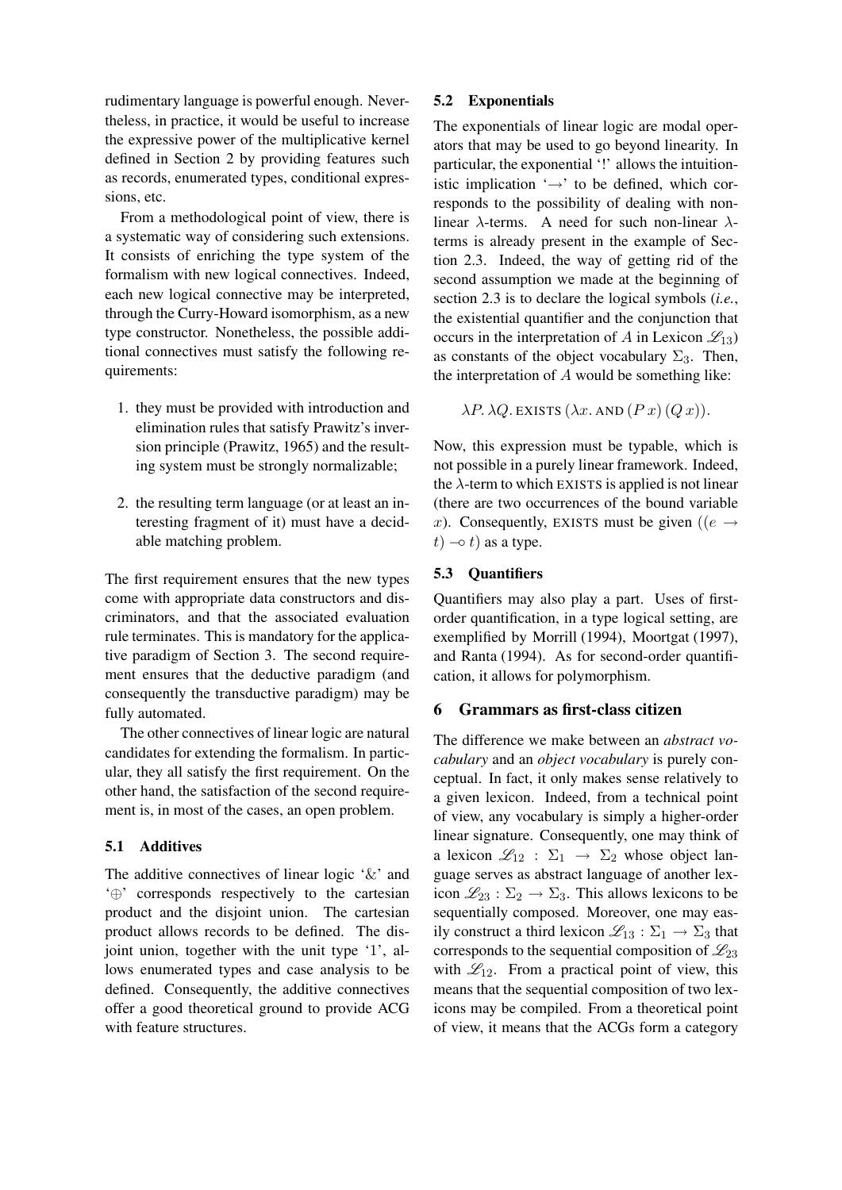rudimentary language is powerful enough. Nevertheless, in practice, it would be useful to increase the expressive power of the multiplicative kernel defined in Section 2 by providing features such as records, enumerated types, conditional expressions, etc.

From a methodological point of view, there is a systematic way of considering such extensions. It consists of enriching the type system of the formalism with new logical connectives. Indeed, each new logical connective may be interpreted, through the Curry-Howard isomorphism, as a new type constructor. Nonetheless, the possible additional connectives must satisfy the following requirements:

1. they must be provided with introduction and elimination rules that satisfy Prawitz's inversion principle (Prawitz, 1965) and the resulting system must be strongly normalizable;
2. the resulting term language (or at least an interesting fragment of it) must have a decidable matching problem.

The first requirement ensures that the new types come with appropriate data constructors and discriminators, and that the associated evaluation rule terminates. This is mandatory for the applicative paradigm of Section 3. The second requirement ensures that the deductive paradigm (and consequently the transductive paradigm) may be fully automated.

The other connectives of linear logic are natural candidates for extending the formalism. In particular, they all satisfy the first requirement. On the other hand, the satisfaction of the second requirement is, in most of the cases, an open problem.

### 5.1 Additives

The additive connectives of linear logic '&' and '$\oplus$' corresponds respectively to the cartesian product and the disjoint union. The cartesian product allows records to be defined. The disjoint union, together with the unit type '1', allows enumerated types and case analysis to be defined. Consequently, the additive connectives offer a good theoretical ground to provide ACG with feature structures.

### 5.2 Exponentials

The exponentials of linear logic are modal operators that may be used to go beyond linearity. In particular, the exponential '!' allows the intuitionistic implication '$\rightarrow$' to be defined, which corresponds to the possibility of dealing with non-linear $\lambda$-terms. A need for such non-linear $\lambda$-terms is already present in the example of Section 2.3. Indeed, the way of getting rid of the second assumption we made at the beginning of section 2.3 is to declare the logical symbols (*i.e.*, the existential quantifier and the conjunction that occurs in the interpretation of $A$ in Lexicon $\mathscr{L}_{13}$) as constants of the object vocabulary $\Sigma_3$. Then, the interpretation of $A$ would be something like:

$$\lambda P.\, \lambda Q.\, \text{EXISTS}\, (\lambda x.\, \text{AND}\, (P\, x)\, (Q\, x)).$$

Now, this expression must be typable, which is not possible in a purely linear framework. Indeed, the $\lambda$-term to which EXISTS is applied is not linear (there are two occurrences of the bound variable $x$). Consequently, EXISTS must be given $((e \rightarrow t) \multimap t)$ as a type.

### 5.3 Quantifiers

Quantifiers may also play a part. Uses of first-order quantification, in a type logical setting, are exemplified by Morrill (1994), Moortgat (1997), and Ranta (1994). As for second-order quantification, it allows for polymorphism.

## 6 Grammars as first-class citizen

The difference we make between an *abstract vocabulary* and an *object vocabulary* is purely conceptual. In fact, it only makes sense relatively to a given lexicon. Indeed, from a technical point of view, any vocabulary is simply a higher-order linear signature. Consequently, one may think of a lexicon $\mathscr{L}_{12} : \Sigma_1 \rightarrow \Sigma_2$ whose object language serves as abstract language of another lexicon $\mathscr{L}_{23} : \Sigma_2 \rightarrow \Sigma_3$. This allows lexicons to be sequentially composed. Moreover, one may easily construct a third lexicon $\mathscr{L}_{13} : \Sigma_1 \rightarrow \Sigma_3$ that corresponds to the sequential composition of $\mathscr{L}_{23}$ with $\mathscr{L}_{12}$. From a practical point of view, this means that the sequential composition of two lexicons may be compiled. From a theoretical point of view, it means that the ACGs form a category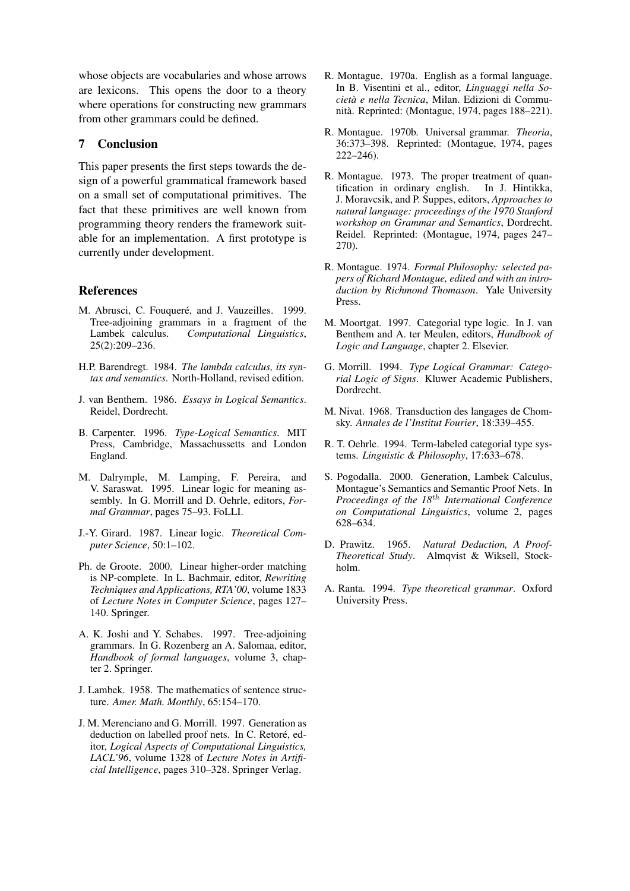whose objects are vocabularies and whose arrows are lexicons. This opens the door to a theory where operations for constructing new grammars from other grammars could be defined.

## 7 Conclusion

This paper presents the first steps towards the design of a powerful grammatical framework based on a small set of computational primitives. The fact that these primitives are well known from programming theory renders the framework suitable for an implementation. A first prototype is currently under development.

## References

M. Abrusci, C. Fouqueré, and J. Vauzeilles. 1999. Tree-adjoining grammars in a fragment of the Lambek calculus. *Computational Linguistics*, 25(2):209–236.

H.P. Barendregt. 1984. *The lambda calculus, its syntax and semantics*. North-Holland, revised edition.

J. van Benthem. 1986. *Essays in Logical Semantics*. Reidel, Dordrecht.

B. Carpenter. 1996. *Type-Logical Semantics*. MIT Press, Cambridge, Massachussetts and London England.

M. Dalrymple, M. Lamping, F. Pereira, and V. Saraswat. 1995. Linear logic for meaning assembly. In G. Morrill and D. Oehrle, editors, *Formal Grammar*, pages 75–93. FoLLI.

J.-Y. Girard. 1987. Linear logic. *Theoretical Computer Science*, 50:1–102.

Ph. de Groote. 2000. Linear higher-order matching is NP-complete. In L. Bachmair, editor, *Rewriting Techniques and Applications, RTA'00*, volume 1833 of *Lecture Notes in Computer Science*, pages 127–140. Springer.

A. K. Joshi and Y. Schabes. 1997. Tree-adjoining grammars. In G. Rozenberg an A. Salomaa, editor, *Handbook of formal languages*, volume 3, chapter 2. Springer.

J. Lambek. 1958. The mathematics of sentence structure. *Amer. Math. Monthly*, 65:154–170.

J. M. Merenciano and G. Morrill. 1997. Generation as deduction on labelled proof nets. In C. Retoré, editor, *Logical Aspects of Computational Linguistics, LACL'96*, volume 1328 of *Lecture Notes in Artificial Intelligence*, pages 310–328. Springer Verlag.

R. Montague. 1970a. English as a formal language. In B. Visentini et al., editor, *Linguaggi nella Società e nella Tecnica*, Milan. Edizioni di Communità. Reprinted: (Montague, 1974, pages 188–221).

R. Montague. 1970b. Universal grammar. *Theoria*, 36:373–398. Reprinted: (Montague, 1974, pages 222–246).

R. Montague. 1973. The proper treatment of quantification in ordinary english. In J. Hintikka, J. Moravcsik, and P. Suppes, editors, *Approaches to natural language: proceedings of the 1970 Stanford workshop on Grammar and Semantics*, Dordrecht. Reidel. Reprinted: (Montague, 1974, pages 247–270).

R. Montague. 1974. *Formal Philosophy: selected papers of Richard Montague, edited and with an introduction by Richmond Thomason*. Yale University Press.

M. Moortgat. 1997. Categorial type logic. In J. van Benthem and A. ter Meulen, editors, *Handbook of Logic and Language*, chapter 2. Elsevier.

G. Morrill. 1994. *Type Logical Grammar: Categorial Logic of Signs*. Kluwer Academic Publishers, Dordrecht.

M. Nivat. 1968. Transduction des langages de Chomsky. *Annales de l'Institut Fourier*, 18:339–455.

R. T. Oehrle. 1994. Term-labeled categorial type systems. *Linguistic & Philosophy*, 17:633–678.

S. Pogodalla. 2000. Generation, Lambek Calculus, Montague's Semantics and Semantic Proof Nets. In *Proceedings of the 18$^{th}$ International Conference on Computational Linguistics*, volume 2, pages 628–634.

D. Prawitz. 1965. *Natural Deduction, A Proof-Theoretical Study*. Almqvist & Wiksell, Stockholm.

A. Ranta. 1994. *Type theoretical grammar*. Oxford University Press.